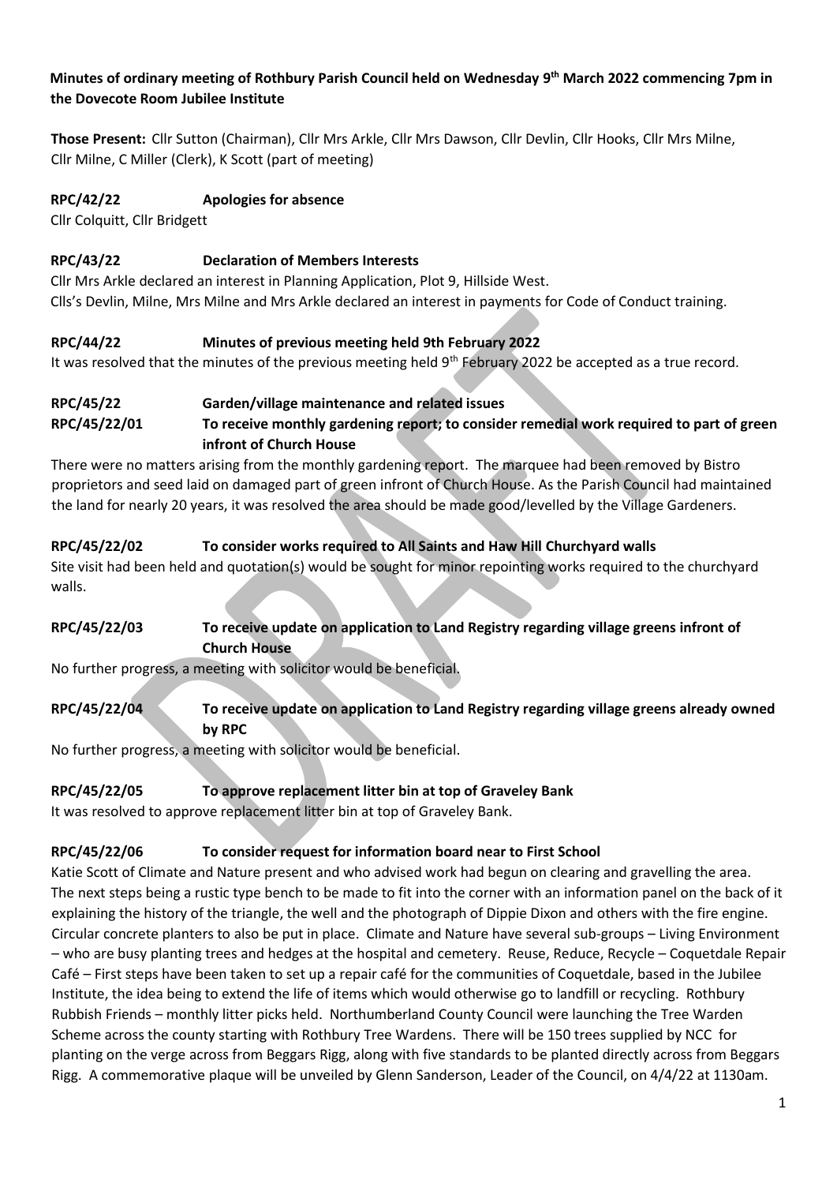**Minutes of ordinary meeting of Rothbury Parish Council held on Wednesday 9th March 2022 commencing 7pm in the Dovecote Room Jubilee Institute**

**Those Present:** Cllr Sutton (Chairman), Cllr Mrs Arkle, Cllr Mrs Dawson, Cllr Devlin, Cllr Hooks, Cllr Mrs Milne, Cllr Milne, C Miller (Clerk), K Scott (part of meeting)

**RPC/42/22 Apologies for absence**

Cllr Colquitt, Cllr Bridgett

**RPC/43/22 Declaration of Members Interests**

Cllr Mrs Arkle declared an interest in Planning Application, Plot 9, Hillside West.
Clls's Devlin, Milne, Mrs Milne and Mrs Arkle declared an interest in payments for Code of Conduct training.

**RPC/44/22 Minutes of previous meeting held 9th February 2022**

It was resolved that the minutes of the previous meeting held 9th February 2022 be accepted as a true record.

**RPC/45/22 Garden/village maintenance and related issues**

**RPC/45/22/01 To receive monthly gardening report; to consider remedial work required to part of green infront of Church House**

There were no matters arising from the monthly gardening report. The marquee had been removed by Bistro proprietors and seed laid on damaged part of green infront of Church House. As the Parish Council had maintained the land for nearly 20 years, it was resolved the area should be made good/levelled by the Village Gardeners.

**RPC/45/22/02 To consider works required to All Saints and Haw Hill Churchyard walls**

Site visit had been held and quotation(s) would be sought for minor repointing works required to the churchyard walls.

**RPC/45/22/03 To receive update on application to Land Registry regarding village greens infront of Church House**

No further progress, a meeting with solicitor would be beneficial.

**RPC/45/22/04 To receive update on application to Land Registry regarding village greens already owned by RPC**

No further progress, a meeting with solicitor would be beneficial.

**RPC/45/22/05 To approve replacement litter bin at top of Graveley Bank**

It was resolved to approve replacement litter bin at top of Graveley Bank.

**RPC/45/22/06 To consider request for information board near to First School**

Katie Scott of Climate and Nature present and who advised work had begun on clearing and gravelling the area. The next steps being a rustic type bench to be made to fit into the corner with an information panel on the back of it explaining the history of the triangle, the well and the photograph of Dippie Dixon and others with the fire engine. Circular concrete planters to also be put in place. Climate and Nature have several sub-groups – Living Environment – who are busy planting trees and hedges at the hospital and cemetery. Reuse, Reduce, Recycle – Coquetdale Repair Café – First steps have been taken to set up a repair café for the communities of Coquetdale, based in the Jubilee Institute, the idea being to extend the life of items which would otherwise go to landfill or recycling. Rothbury Rubbish Friends – monthly litter picks held. Northumberland County Council were launching the Tree Warden Scheme across the county starting with Rothbury Tree Wardens. There will be 150 trees supplied by NCC for planting on the verge across from Beggars Rigg, along with five standards to be planted directly across from Beggars Rigg. A commemorative plaque will be unveiled by Glenn Sanderson, Leader of the Council, on 4/4/22 at 1130am.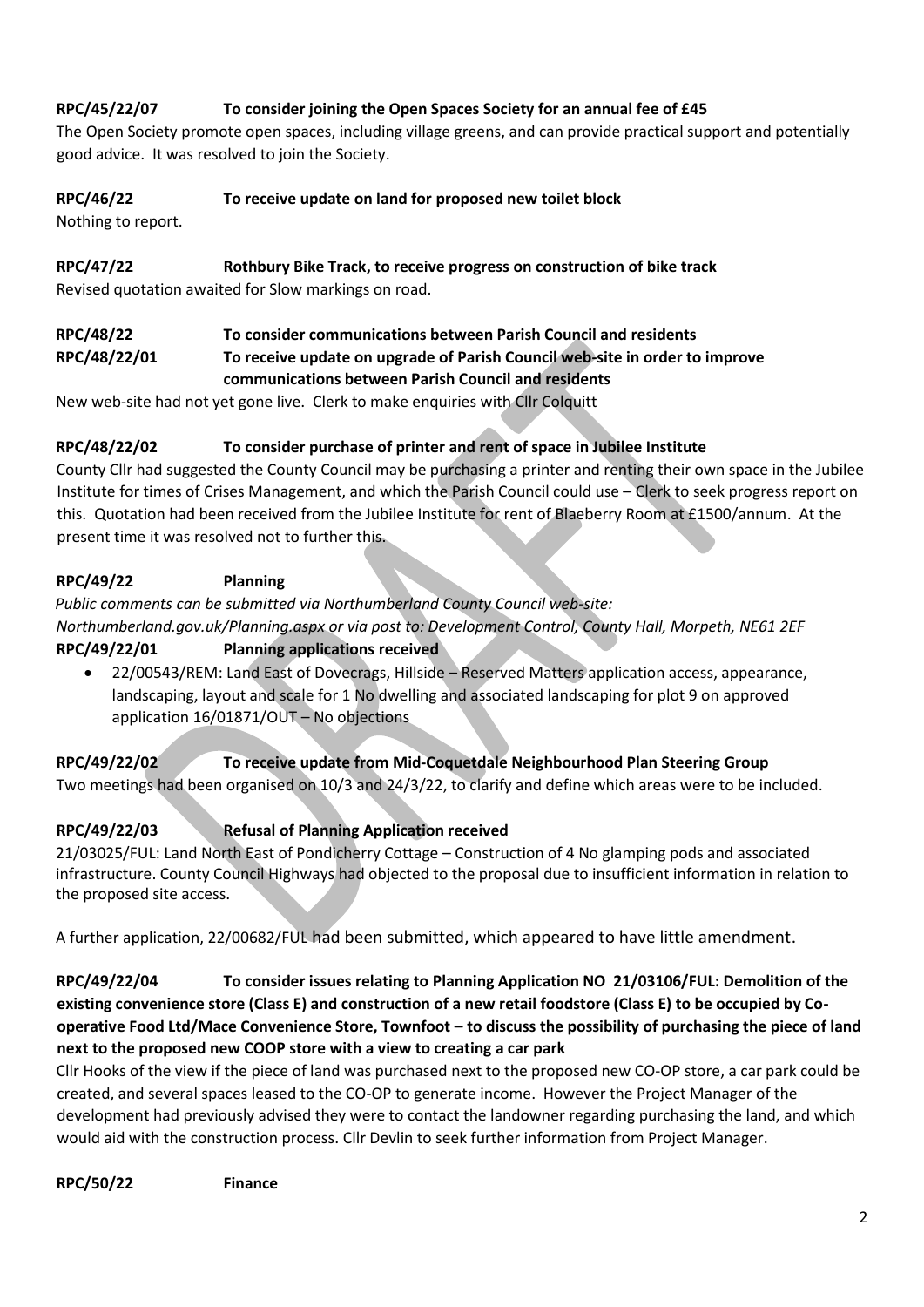**RPC/45/22/07 To consider joining the Open Spaces Society for an annual fee of £45**

The Open Society promote open spaces, including village greens, and can provide practical support and potentially good advice. It was resolved to join the Society.

**RPC/46/22 To receive update on land for proposed new toilet block**

Nothing to report.

**RPC/47/22 Rothbury Bike Track, to receive progress on construction of bike track**

Revised quotation awaited for Slow markings on road.

**RPC/48/22 To consider communications between Parish Council and residents**

**RPC/48/22/01 To receive update on upgrade of Parish Council web-site in order to improve communications between Parish Council and residents**

New web-site had not yet gone live. Clerk to make enquiries with Cllr Colquitt

**RPC/48/22/02 To consider purchase of printer and rent of space in Jubilee Institute**

County Cllr had suggested the County Council may be purchasing a printer and renting their own space in the Jubilee Institute for times of Crises Management, and which the Parish Council could use – Clerk to seek progress report on this. Quotation had been received from the Jubilee Institute for rent of Blaeberry Room at £1500/annum. At the present time it was resolved not to further this.

**RPC/49/22 Planning**

*Public comments can be submitted via Northumberland County Council web-site: Northumberland.gov.uk/Planning.aspx or via post to: Development Control, County Hall, Morpeth, NE61 2EF*

**RPC/49/22/01 Planning applications received**

- 22/00543/REM: Land East of Dovecrags, Hillside – Reserved Matters application access, appearance, landscaping, layout and scale for 1 No dwelling and associated landscaping for plot 9 on approved application 16/01871/OUT – No objections

**RPC/49/22/02 To receive update from Mid-Coquetdale Neighbourhood Plan Steering Group**

Two meetings had been organised on 10/3 and 24/3/22, to clarify and define which areas were to be included.

**RPC/49/22/03 Refusal of Planning Application received**

21/03025/FUL: Land North East of Pondicherry Cottage – Construction of 4 No glamping pods and associated infrastructure. County Council Highways had objected to the proposal due to insufficient information in relation to the proposed site access.

A further application, 22/00682/FUL had been submitted, which appeared to have little amendment.

**RPC/49/22/04 To consider issues relating to Planning Application NO 21/03106/FUL: Demolition of the existing convenience store (Class E) and construction of a new retail foodstore (Class E) to be occupied by Co-operative Food Ltd/Mace Convenience Store, Townfoot – to discuss the possibility of purchasing the piece of land next to the proposed new COOP store with a view to creating a car park**

Cllr Hooks of the view if the piece of land was purchased next to the proposed new CO-OP store, a car park could be created, and several spaces leased to the CO-OP to generate income. However the Project Manager of the development had previously advised they were to contact the landowner regarding purchasing the land, and which would aid with the construction process. Cllr Devlin to seek further information from Project Manager.

**RPC/50/22 Finance**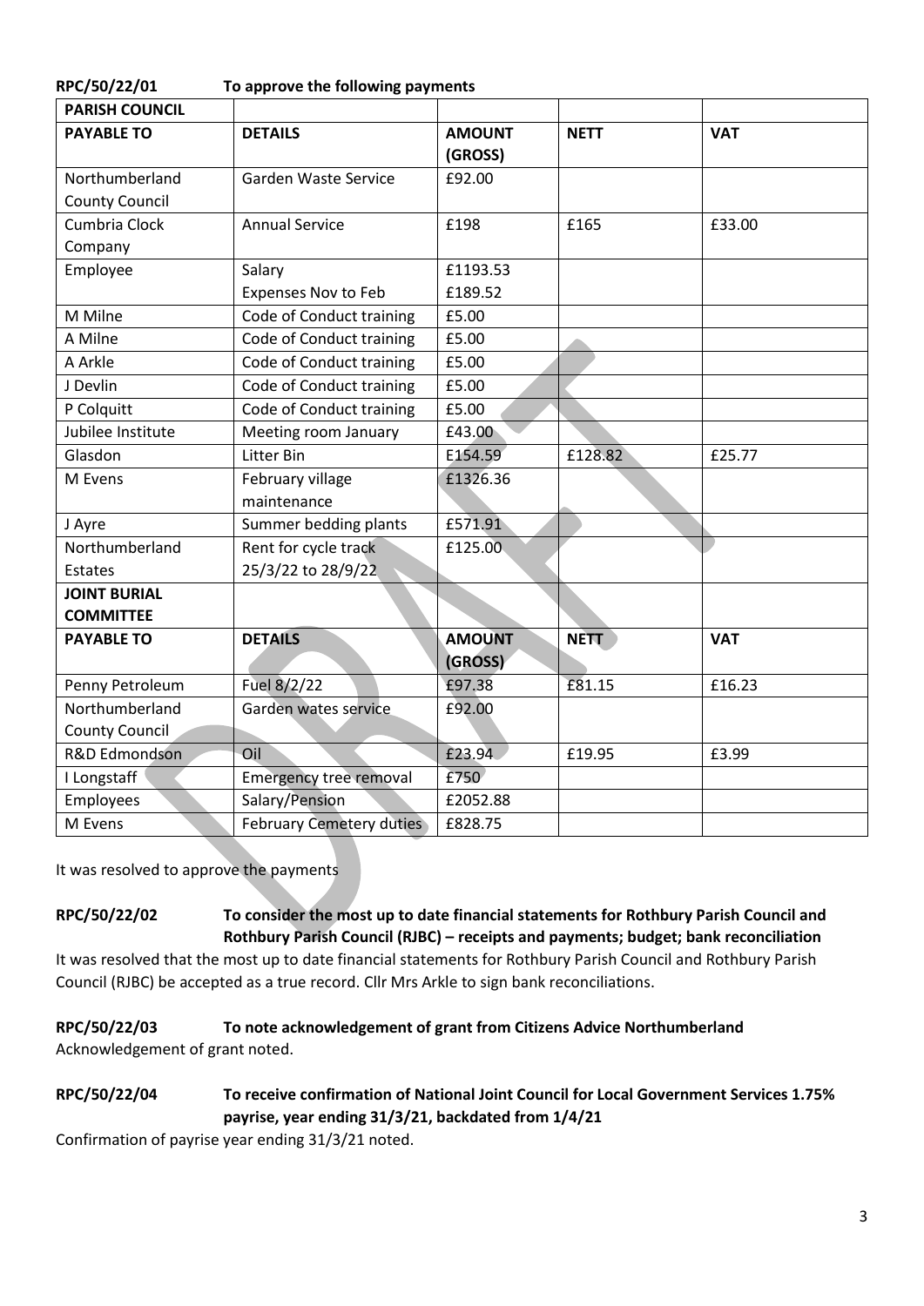**RPC/50/22/01 To approve the following payments**

| PARISH COUNCIL | | | | |
|---|---|---|---|---|
| **PAYABLE TO** | **DETAILS** | **AMOUNT (GROSS)** | **NETT** | **VAT** |
| Northumberland County Council | Garden Waste Service | £92.00 | | |
| Cumbria Clock Company | Annual Service | £198 | £165 | £33.00 |
| Employee | Salary<br>Expenses Nov to Feb | £1193.53<br>£189.52 | | |
| M Milne | Code of Conduct training | £5.00 | | |
| A Milne | Code of Conduct training | £5.00 | | |
| A Arkle | Code of Conduct training | £5.00 | | |
| J Devlin | Code of Conduct training | £5.00 | | |
| P Colquitt | Code of Conduct training | £5.00 | | |
| Jubilee Institute | Meeting room January | £43.00 | | |
| Glasdon | Litter Bin | £154.59 | £128.82 | £25.77 |
| M Evens | February village maintenance | £1326.36 | | |
| J Ayre | Summer bedding plants | £571.91 | | |
| Northumberland Estates | Rent for cycle track 25/3/22 to 28/9/22 | £125.00 | | |
| **JOINT BURIAL COMMITTEE** | | | | |
| **PAYABLE TO** | **DETAILS** | **AMOUNT (GROSS)** | **NETT** | **VAT** |
| Penny Petroleum | Fuel 8/2/22 | £97.38 | £81.15 | £16.23 |
| Northumberland County Council | Garden wates service | £92.00 | | |
| R&D Edmondson | Oil | £23.94 | £19.95 | £3.99 |
| I Longstaff | Emergency tree removal | £750 | | |
| Employees | Salary/Pension | £2052.88 | | |
| M Evens | February Cemetery duties | £828.75 | | |

It was resolved to approve the payments

**RPC/50/22/02 To consider the most up to date financial statements for Rothbury Parish Council and Rothbury Parish Council (RJBC) – receipts and payments; budget; bank reconciliation**

It was resolved that the most up to date financial statements for Rothbury Parish Council and Rothbury Parish Council (RJBC) be accepted as a true record. Cllr Mrs Arkle to sign bank reconciliations.

**RPC/50/22/03 To note acknowledgement of grant from Citizens Advice Northumberland**

Acknowledgement of grant noted.

**RPC/50/22/04 To receive confirmation of National Joint Council for Local Government Services 1.75% payrise, year ending 31/3/21, backdated from 1/4/21**

Confirmation of payrise year ending 31/3/21 noted.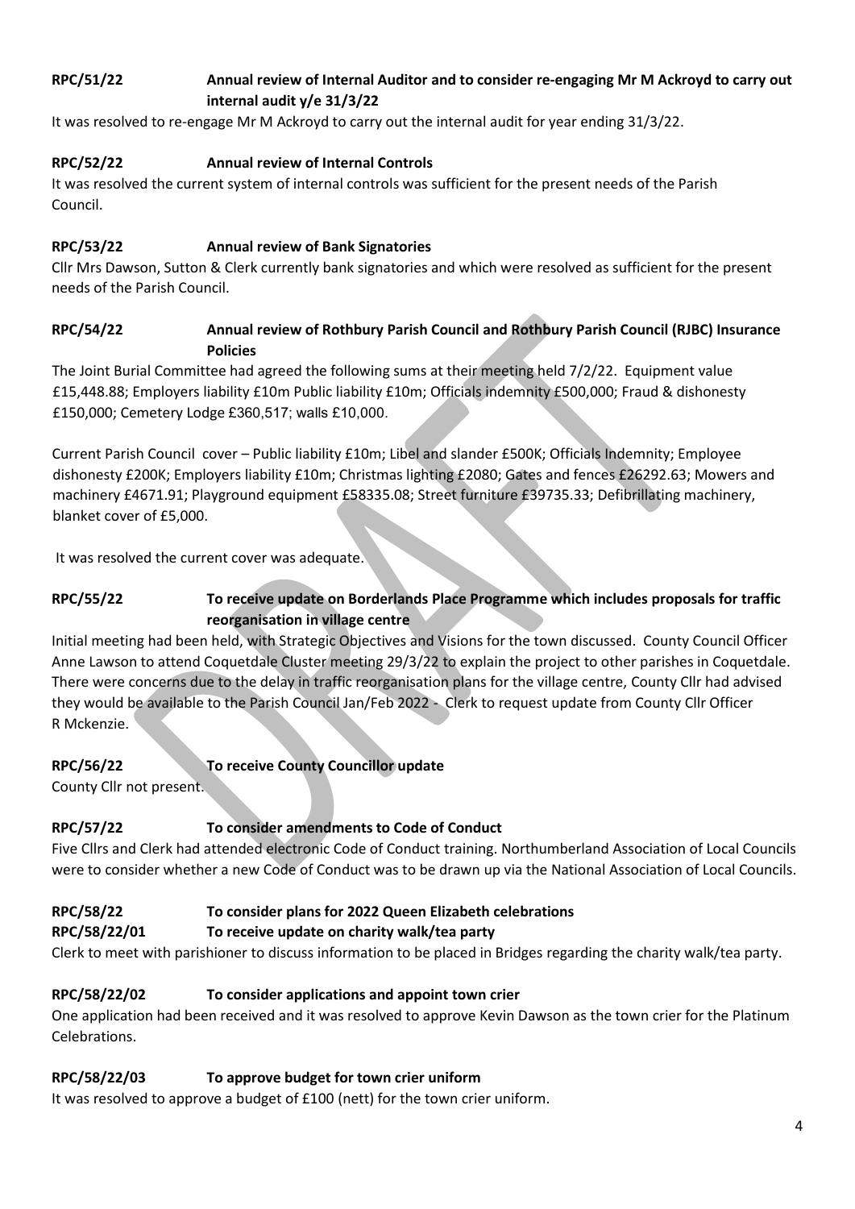**RPC/51/22 Annual review of Internal Auditor and to consider re-engaging Mr M Ackroyd to carry out internal audit y/e 31/3/22**

It was resolved to re-engage Mr M Ackroyd to carry out the internal audit for year ending 31/3/22.

**RPC/52/22 Annual review of Internal Controls**

It was resolved the current system of internal controls was sufficient for the present needs of the Parish Council.

**RPC/53/22 Annual review of Bank Signatories**

Cllr Mrs Dawson, Sutton & Clerk currently bank signatories and which were resolved as sufficient for the present needs of the Parish Council.

**RPC/54/22 Annual review of Rothbury Parish Council and Rothbury Parish Council (RJBC) Insurance Policies**

The Joint Burial Committee had agreed the following sums at their meeting held 7/2/22. Equipment value £15,448.88; Employers liability £10m Public liability £10m; Officials indemnity £500,000; Fraud & dishonesty £150,000; Cemetery Lodge £360,517; walls £10,000.

Current Parish Council cover – Public liability £10m; Libel and slander £500K; Officials Indemnity; Employee dishonesty £200K; Employers liability £10m; Christmas lighting £2080; Gates and fences £26292.63; Mowers and machinery £4671.91; Playground equipment £58335.08; Street furniture £39735.33; Defibrillating machinery, blanket cover of £5,000.

It was resolved the current cover was adequate.

**RPC/55/22 To receive update on Borderlands Place Programme which includes proposals for traffic reorganisation in village centre**

Initial meeting had been held, with Strategic Objectives and Visions for the town discussed. County Council Officer Anne Lawson to attend Coquetdale Cluster meeting 29/3/22 to explain the project to other parishes in Coquetdale. There were concerns due to the delay in traffic reorganisation plans for the village centre, County Cllr had advised they would be available to the Parish Council Jan/Feb 2022 - Clerk to request update from County Cllr Officer R Mckenzie.

**RPC/56/22 To receive County Councillor update**

County Cllr not present.

**RPC/57/22 To consider amendments to Code of Conduct**

Five Cllrs and Clerk had attended electronic Code of Conduct training. Northumberland Association of Local Councils were to consider whether a new Code of Conduct was to be drawn up via the National Association of Local Councils.

**RPC/58/22 To consider plans for 2022 Queen Elizabeth celebrations**

**RPC/58/22/01 To receive update on charity walk/tea party**

Clerk to meet with parishioner to discuss information to be placed in Bridges regarding the charity walk/tea party.

**RPC/58/22/02 To consider applications and appoint town crier**

One application had been received and it was resolved to approve Kevin Dawson as the town crier for the Platinum Celebrations.

**RPC/58/22/03 To approve budget for town crier uniform**

It was resolved to approve a budget of £100 (nett) for the town crier uniform.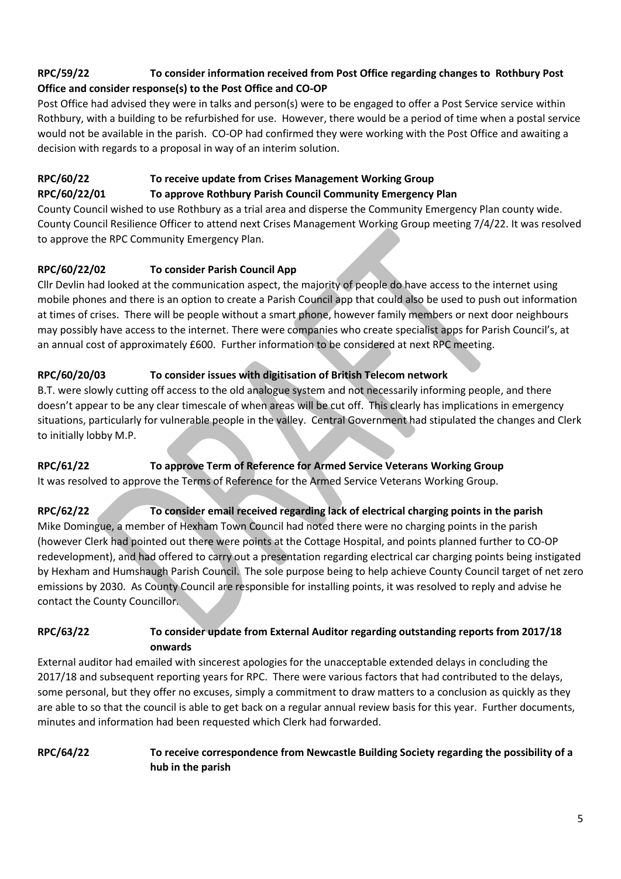**RPC/59/22 To consider information received from Post Office regarding changes to Rothbury Post Office and consider response(s) to the Post Office and CO-OP**

Post Office had advised they were in talks and person(s) were to be engaged to offer a Post Service service within Rothbury, with a building to be refurbished for use. However, there would be a period of time when a postal service would not be available in the parish. CO-OP had confirmed they were working with the Post Office and awaiting a decision with regards to a proposal in way of an interim solution.

**RPC/60/22 To receive update from Crises Management Working Group**

**RPC/60/22/01 To approve Rothbury Parish Council Community Emergency Plan**

County Council wished to use Rothbury as a trial area and disperse the Community Emergency Plan county wide. County Council Resilience Officer to attend next Crises Management Working Group meeting 7/4/22. It was resolved to approve the RPC Community Emergency Plan.

**RPC/60/22/02 To consider Parish Council App**

Cllr Devlin had looked at the communication aspect, the majority of people do have access to the internet using mobile phones and there is an option to create a Parish Council app that could also be used to push out information at times of crises. There will be people without a smart phone, however family members or next door neighbours may possibly have access to the internet. There were companies who create specialist apps for Parish Council's, at an annual cost of approximately £600. Further information to be considered at next RPC meeting.

**RPC/60/20/03 To consider issues with digitisation of British Telecom network**

B.T. were slowly cutting off access to the old analogue system and not necessarily informing people, and there doesn't appear to be any clear timescale of when areas will be cut off. This clearly has implications in emergency situations, particularly for vulnerable people in the valley. Central Government had stipulated the changes and Clerk to initially lobby M.P.

**RPC/61/22 To approve Term of Reference for Armed Service Veterans Working Group**

It was resolved to approve the Terms of Reference for the Armed Service Veterans Working Group.

**RPC/62/22 To consider email received regarding lack of electrical charging points in the parish**

Mike Domingue, a member of Hexham Town Council had noted there were no charging points in the parish (however Clerk had pointed out there were points at the Cottage Hospital, and points planned further to CO-OP redevelopment), and had offered to carry out a presentation regarding electrical car charging points being instigated by Hexham and Humshaugh Parish Council. The sole purpose being to help achieve County Council target of net zero emissions by 2030. As County Council are responsible for installing points, it was resolved to reply and advise he contact the County Councillor.

**RPC/63/22 To consider update from External Auditor regarding outstanding reports from 2017/18 onwards**

External auditor had emailed with sincerest apologies for the unacceptable extended delays in concluding the 2017/18 and subsequent reporting years for RPC. There were various factors that had contributed to the delays, some personal, but they offer no excuses, simply a commitment to draw matters to a conclusion as quickly as they are able to so that the council is able to get back on a regular annual review basis for this year. Further documents, minutes and information had been requested which Clerk had forwarded.

**RPC/64/22 To receive correspondence from Newcastle Building Society regarding the possibility of a hub in the parish**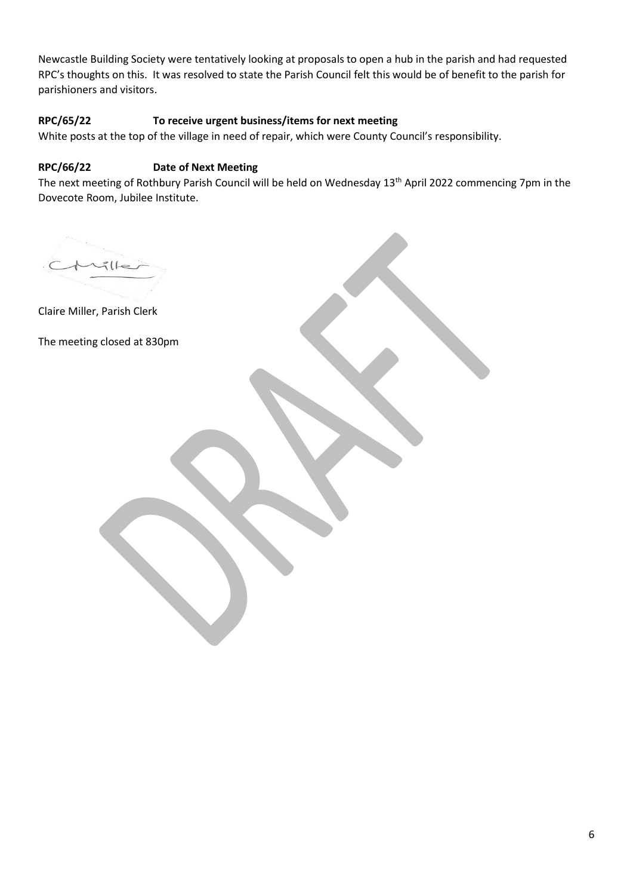Newcastle Building Society were tentatively looking at proposals to open a hub in the parish and had requested RPC's thoughts on this. It was resolved to state the Parish Council felt this would be of benefit to the parish for parishioners and visitors.

**RPC/65/22 To receive urgent business/items for next meeting**

White posts at the top of the village in need of repair, which were County Council's responsibility.

**RPC/66/22 Date of Next Meeting**

The next meeting of Rothbury Parish Council will be held on Wednesday 13th April 2022 commencing 7pm in the Dovecote Room, Jubilee Institute.

Claire Miller, Parish Clerk

The meeting closed at 830pm